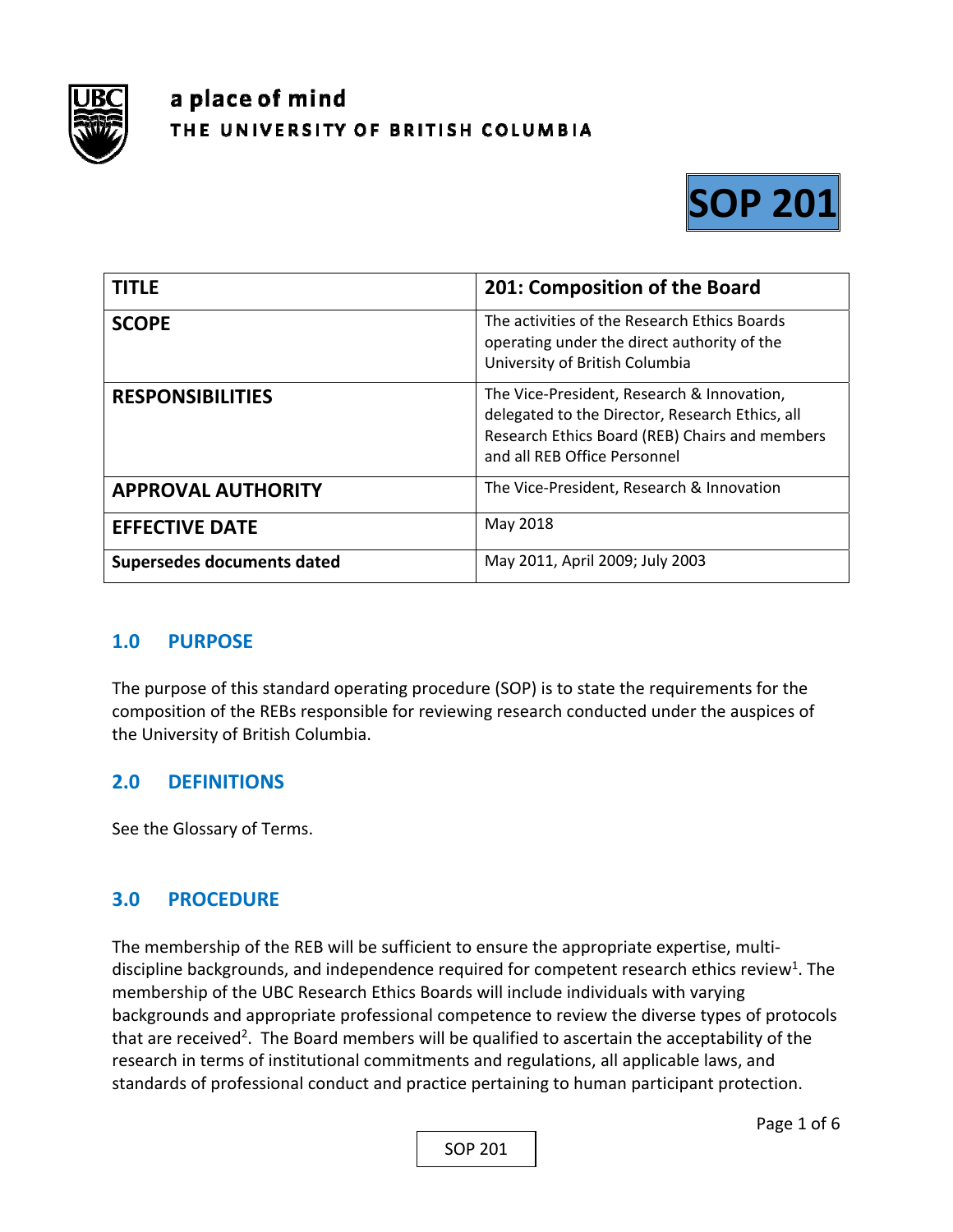a place of mind

THE UNIVERSITY OF BRITISH COLUMBIA

# SOP 201

| TITLE | 201: Composition of the Board |
|---|---|
| SCOPE | The activities of the Research Ethics Boards operating under the direct authority of the University of British Columbia |
| RESPONSIBILITIES | The Vice-President, Research & Innovation, delegated to the Director, Research Ethics, all Research Ethics Board (REB) Chairs and members and all REB Office Personnel |
| APPROVAL AUTHORITY | The Vice-President, Research & Innovation |
| EFFECTIVE DATE | May 2018 |
| Supersedes documents dated | May 2011, April 2009; July 2003 |

## 1.0 PURPOSE

The purpose of this standard operating procedure (SOP) is to state the requirements for the composition of the REBs responsible for reviewing research conducted under the auspices of the University of British Columbia.

## 2.0 DEFINITIONS

See the Glossary of Terms.

## 3.0 PROCEDURE

The membership of the REB will be sufficient to ensure the appropriate expertise, multi-discipline backgrounds, and independence required for competent research ethics review[1]. The membership of the UBC Research Ethics Boards will include individuals with varying backgrounds and appropriate professional competence to review the diverse types of protocols that are received[2]. The Board members will be qualified to ascertain the acceptability of the research in terms of institutional commitments and regulations, all applicable laws, and standards of professional conduct and practice pertaining to human participant protection.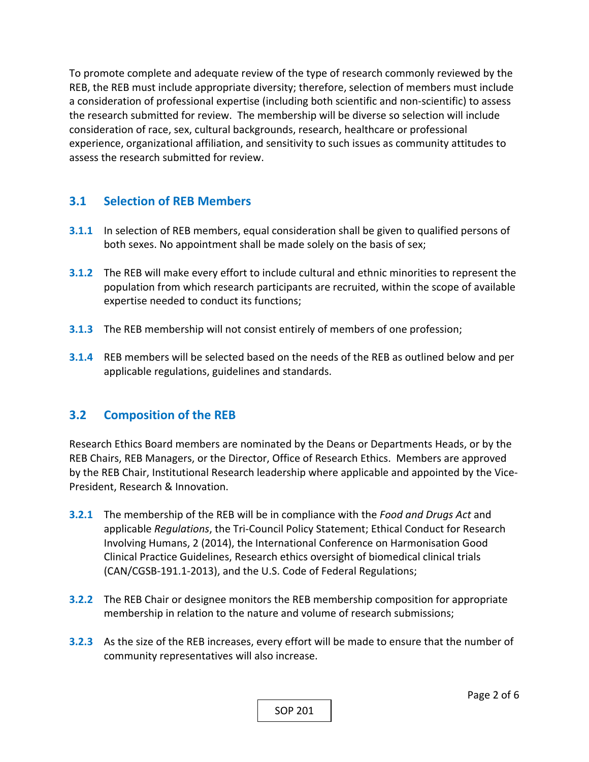To promote complete and adequate review of the type of research commonly reviewed by the REB, the REB must include appropriate diversity; therefore, selection of members must include a consideration of professional expertise (including both scientific and non-scientific) to assess the research submitted for review. The membership will be diverse so selection will include consideration of race, sex, cultural backgrounds, research, healthcare or professional experience, organizational affiliation, and sensitivity to such issues as community attitudes to assess the research submitted for review.

## 3.1 Selection of REB Members

**3.1.1** In selection of REB members, equal consideration shall be given to qualified persons of both sexes. No appointment shall be made solely on the basis of sex;

**3.1.2** The REB will make every effort to include cultural and ethnic minorities to represent the population from which research participants are recruited, within the scope of available expertise needed to conduct its functions;

**3.1.3** The REB membership will not consist entirely of members of one profession;

**3.1.4** REB members will be selected based on the needs of the REB as outlined below and per applicable regulations, guidelines and standards.

## 3.2 Composition of the REB

Research Ethics Board members are nominated by the Deans or Departments Heads, or by the REB Chairs, REB Managers, or the Director, Office of Research Ethics. Members are approved by the REB Chair, Institutional Research leadership where applicable and appointed by the Vice-President, Research & Innovation.

**3.2.1** The membership of the REB will be in compliance with the *Food and Drugs Act* and applicable *Regulations*, the Tri-Council Policy Statement; Ethical Conduct for Research Involving Humans, 2 (2014), the International Conference on Harmonisation Good Clinical Practice Guidelines, Research ethics oversight of biomedical clinical trials (CAN/CGSB-191.1-2013), and the U.S. Code of Federal Regulations;

**3.2.2** The REB Chair or designee monitors the REB membership composition for appropriate membership in relation to the nature and volume of research submissions;

**3.2.3** As the size of the REB increases, every effort will be made to ensure that the number of community representatives will also increase.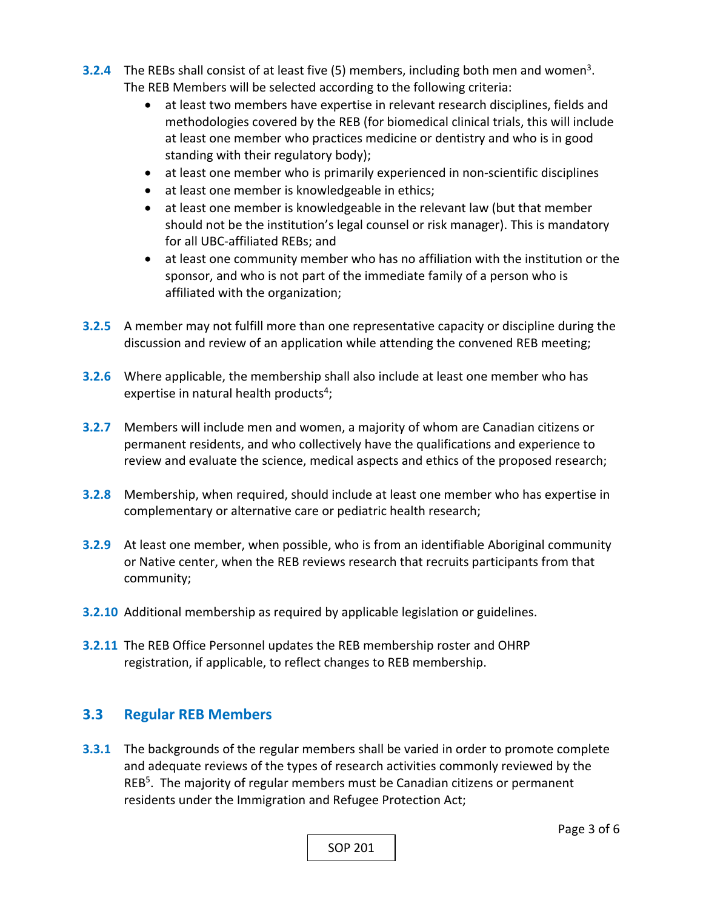**3.2.4** The REBs shall consist of at least five (5) members, including both men and women[3]. The REB Members will be selected according to the following criteria:

- at least two members have expertise in relevant research disciplines, fields and methodologies covered by the REB (for biomedical clinical trials, this will include at least one member who practices medicine or dentistry and who is in good standing with their regulatory body);
- at least one member who is primarily experienced in non-scientific disciplines
- at least one member is knowledgeable in ethics;
- at least one member is knowledgeable in the relevant law (but that member should not be the institution's legal counsel or risk manager). This is mandatory for all UBC-affiliated REBs; and
- at least one community member who has no affiliation with the institution or the sponsor, and who is not part of the immediate family of a person who is affiliated with the organization;

**3.2.5** A member may not fulfill more than one representative capacity or discipline during the discussion and review of an application while attending the convened REB meeting;

**3.2.6** Where applicable, the membership shall also include at least one member who has expertise in natural health products[4];

**3.2.7** Members will include men and women, a majority of whom are Canadian citizens or permanent residents, and who collectively have the qualifications and experience to review and evaluate the science, medical aspects and ethics of the proposed research;

**3.2.8** Membership, when required, should include at least one member who has expertise in complementary or alternative care or pediatric health research;

**3.2.9** At least one member, when possible, who is from an identifiable Aboriginal community or Native center, when the REB reviews research that recruits participants from that community;

**3.2.10** Additional membership as required by applicable legislation or guidelines.

**3.2.11** The REB Office Personnel updates the REB membership roster and OHRP registration, if applicable, to reflect changes to REB membership.

## 3.3 Regular REB Members

**3.3.1** The backgrounds of the regular members shall be varied in order to promote complete and adequate reviews of the types of research activities commonly reviewed by the REB[5]. The majority of regular members must be Canadian citizens or permanent residents under the Immigration and Refugee Protection Act;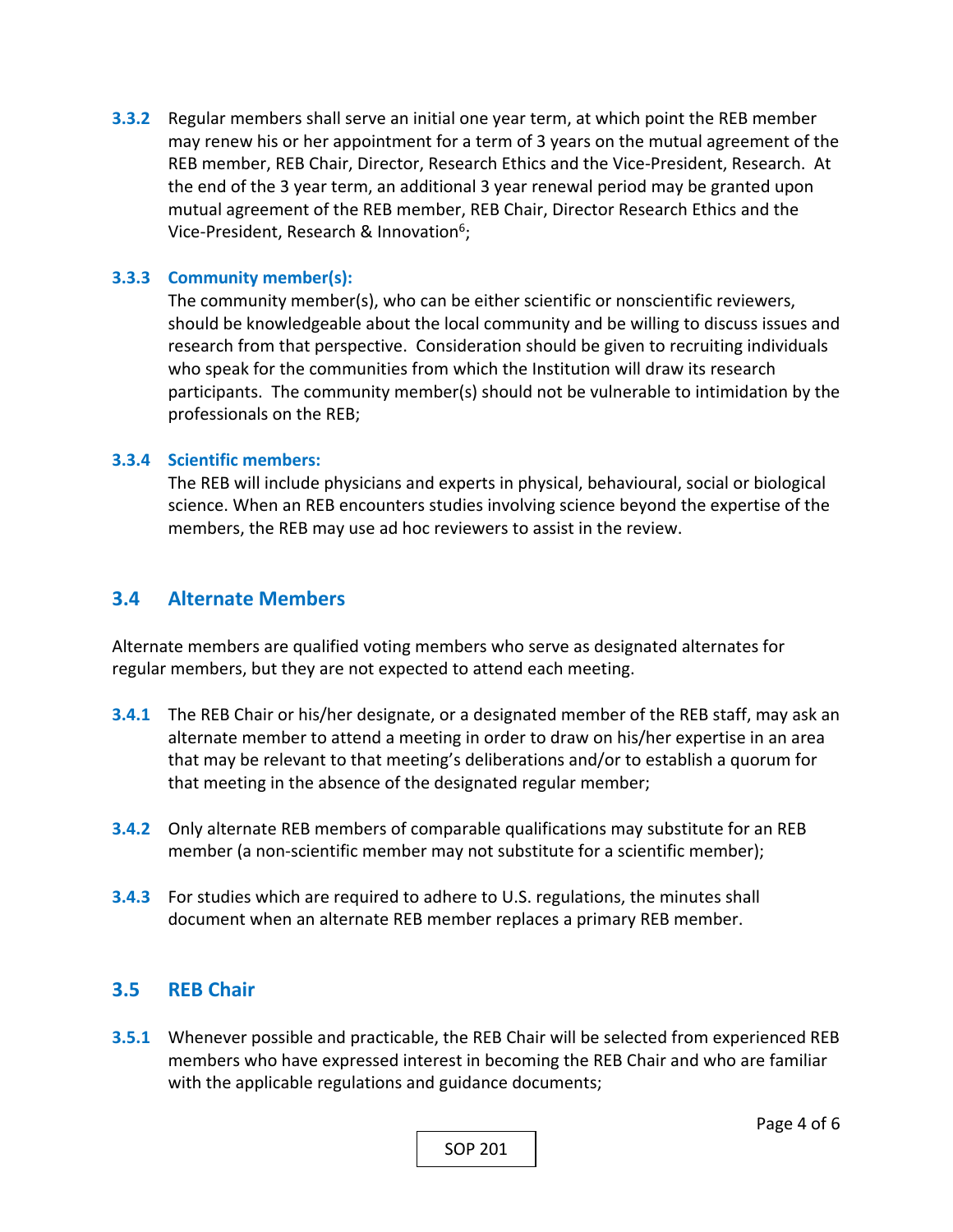**3.3.2** Regular members shall serve an initial one year term, at which point the REB member may renew his or her appointment for a term of 3 years on the mutual agreement of the REB member, REB Chair, Director, Research Ethics and the Vice-President, Research. At the end of the 3 year term, an additional 3 year renewal period may be granted upon mutual agreement of the REB member, REB Chair, Director Research Ethics and the Vice-President, Research & Innovation[6];

**3.3.3 Community member(s):**

The community member(s), who can be either scientific or nonscientific reviewers, should be knowledgeable about the local community and be willing to discuss issues and research from that perspective. Consideration should be given to recruiting individuals who speak for the communities from which the Institution will draw its research participants. The community member(s) should not be vulnerable to intimidation by the professionals on the REB;

**3.3.4 Scientific members:**

The REB will include physicians and experts in physical, behavioural, social or biological science. When an REB encounters studies involving science beyond the expertise of the members, the REB may use ad hoc reviewers to assist in the review.

## 3.4 Alternate Members

Alternate members are qualified voting members who serve as designated alternates for regular members, but they are not expected to attend each meeting.

**3.4.1** The REB Chair or his/her designate, or a designated member of the REB staff, may ask an alternate member to attend a meeting in order to draw on his/her expertise in an area that may be relevant to that meeting's deliberations and/or to establish a quorum for that meeting in the absence of the designated regular member;

**3.4.2** Only alternate REB members of comparable qualifications may substitute for an REB member (a non-scientific member may not substitute for a scientific member);

**3.4.3** For studies which are required to adhere to U.S. regulations, the minutes shall document when an alternate REB member replaces a primary REB member.

## 3.5 REB Chair

**3.5.1** Whenever possible and practicable, the REB Chair will be selected from experienced REB members who have expressed interest in becoming the REB Chair and who are familiar with the applicable regulations and guidance documents;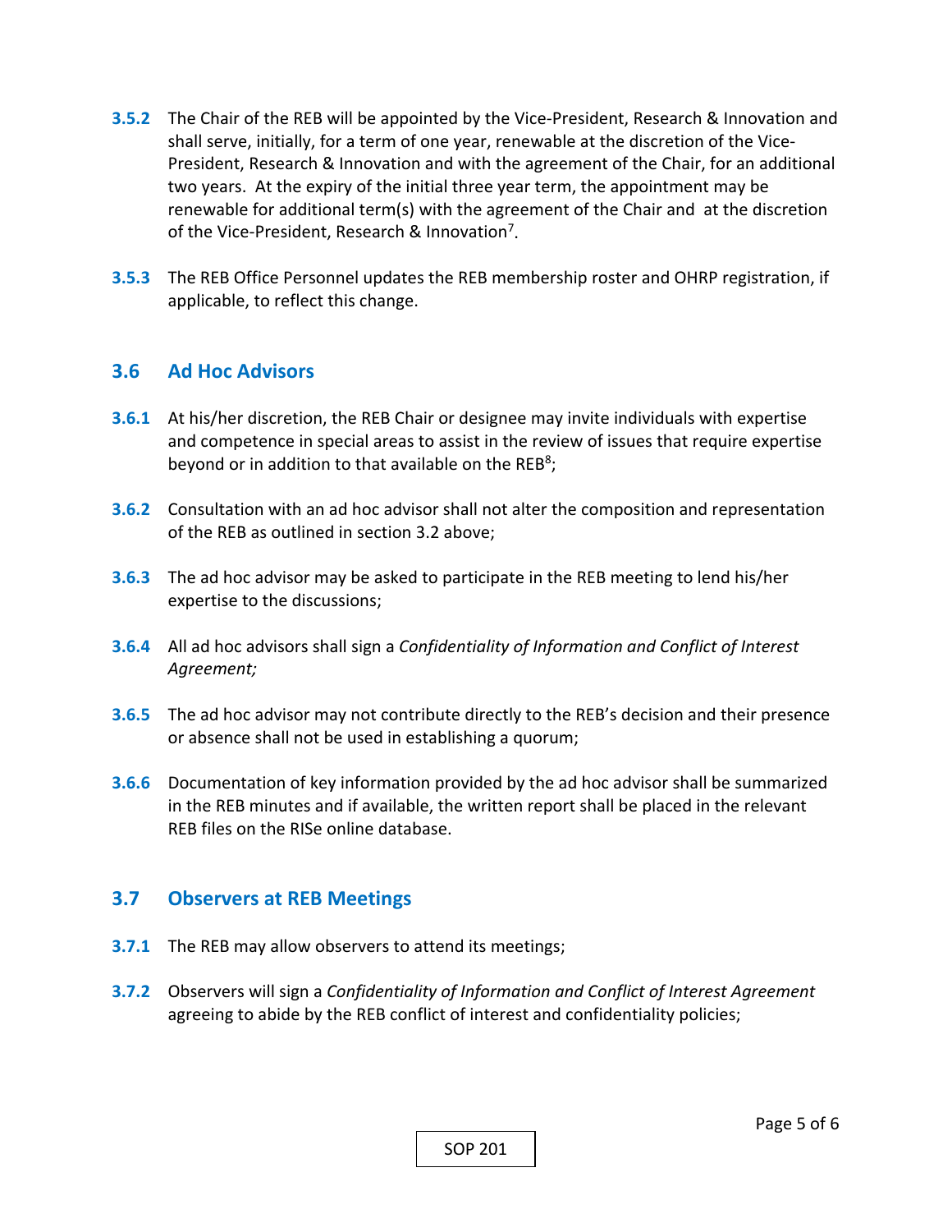**3.5.2** The Chair of the REB will be appointed by the Vice-President, Research & Innovation and shall serve, initially, for a term of one year, renewable at the discretion of the Vice-President, Research & Innovation and with the agreement of the Chair, for an additional two years. At the expiry of the initial three year term, the appointment may be renewable for additional term(s) with the agreement of the Chair and at the discretion of the Vice-President, Research & Innovation[7].

**3.5.3** The REB Office Personnel updates the REB membership roster and OHRP registration, if applicable, to reflect this change.

## 3.6 Ad Hoc Advisors

**3.6.1** At his/her discretion, the REB Chair or designee may invite individuals with expertise and competence in special areas to assist in the review of issues that require expertise beyond or in addition to that available on the REB[8];

**3.6.2** Consultation with an ad hoc advisor shall not alter the composition and representation of the REB as outlined in section 3.2 above;

**3.6.3** The ad hoc advisor may be asked to participate in the REB meeting to lend his/her expertise to the discussions;

**3.6.4** All ad hoc advisors shall sign a *Confidentiality of Information and Conflict of Interest Agreement;*

**3.6.5** The ad hoc advisor may not contribute directly to the REB's decision and their presence or absence shall not be used in establishing a quorum;

**3.6.6** Documentation of key information provided by the ad hoc advisor shall be summarized in the REB minutes and if available, the written report shall be placed in the relevant REB files on the RISe online database.

## 3.7 Observers at REB Meetings

**3.7.1** The REB may allow observers to attend its meetings;

**3.7.2** Observers will sign a *Confidentiality of Information and Conflict of Interest Agreement* agreeing to abide by the REB conflict of interest and confidentiality policies;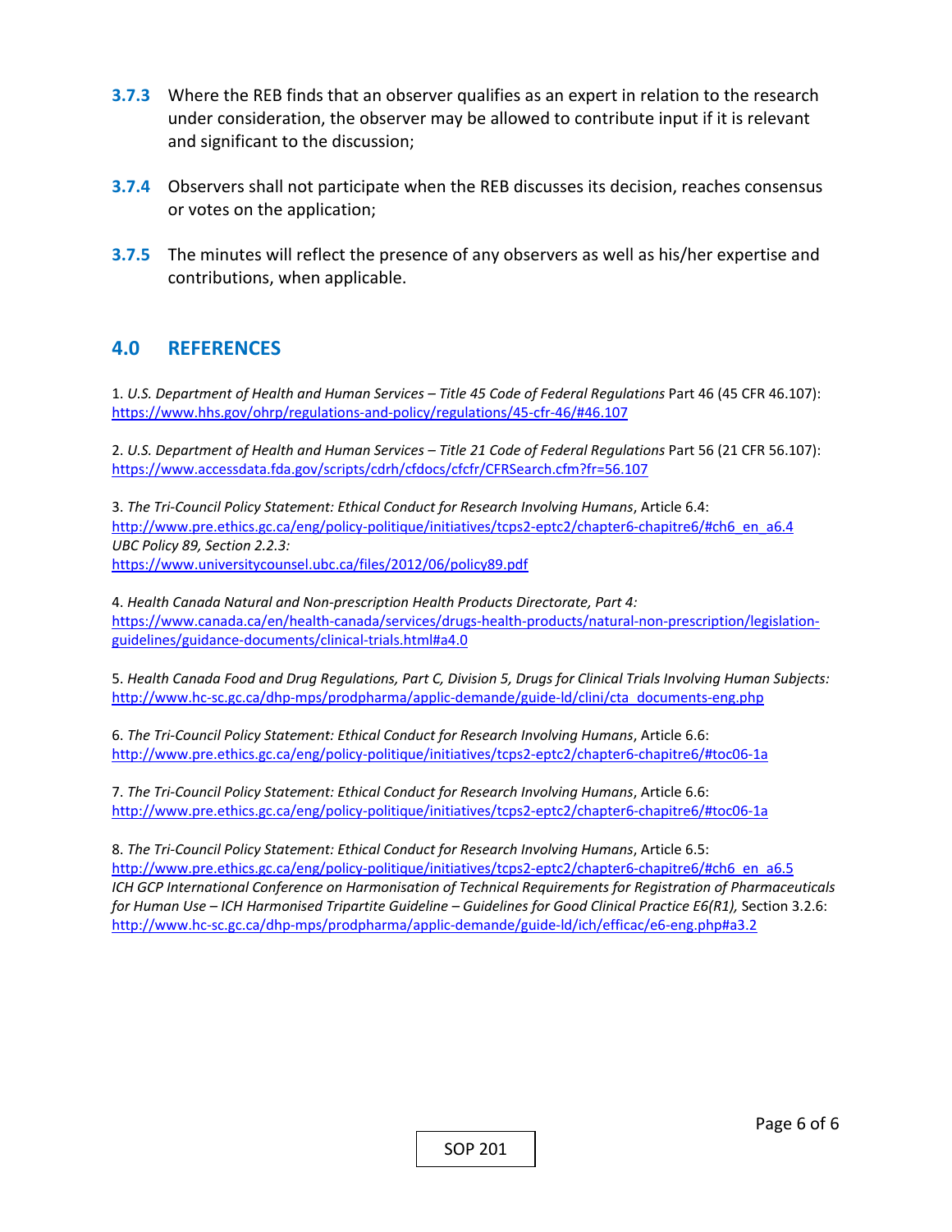**3.7.3** Where the REB finds that an observer qualifies as an expert in relation to the research under consideration, the observer may be allowed to contribute input if it is relevant and significant to the discussion;

**3.7.4** Observers shall not participate when the REB discusses its decision, reaches consensus or votes on the application;

**3.7.5** The minutes will reflect the presence of any observers as well as his/her expertise and contributions, when applicable.

## 4.0 REFERENCES

1. *U.S. Department of Health and Human Services – Title 45 Code of Federal Regulations* Part 46 (45 CFR 46.107): https://www.hhs.gov/ohrp/regulations-and-policy/regulations/45-cfr-46/#46.107

2. *U.S. Department of Health and Human Services – Title 21 Code of Federal Regulations* Part 56 (21 CFR 56.107): https://www.accessdata.fda.gov/scripts/cdrh/cfdocs/cfcfr/CFRSearch.cfm?fr=56.107

3. *The Tri-Council Policy Statement: Ethical Conduct for Research Involving Humans*, Article 6.4: http://www.pre.ethics.gc.ca/eng/policy-politique/initiatives/tcps2-eptc2/chapter6-chapitre6/#ch6_en_a6.4
*UBC Policy 89, Section 2.2.3:*
https://www.universitycounsel.ubc.ca/files/2012/06/policy89.pdf

4. *Health Canada Natural and Non-prescription Health Products Directorate, Part 4:* https://www.canada.ca/en/health-canada/services/drugs-health-products/natural-non-prescription/legislation-guidelines/guidance-documents/clinical-trials.html#a4.0

5. *Health Canada Food and Drug Regulations, Part C, Division 5, Drugs for Clinical Trials Involving Human Subjects:* http://www.hc-sc.gc.ca/dhp-mps/prodpharma/applic-demande/guide-ld/clini/cta_documents-eng.php

6. *The Tri-Council Policy Statement: Ethical Conduct for Research Involving Humans*, Article 6.6: http://www.pre.ethics.gc.ca/eng/policy-politique/initiatives/tcps2-eptc2/chapter6-chapitre6/#toc06-1a

7. *The Tri-Council Policy Statement: Ethical Conduct for Research Involving Humans*, Article 6.6: http://www.pre.ethics.gc.ca/eng/policy-politique/initiatives/tcps2-eptc2/chapter6-chapitre6/#toc06-1a

8. *The Tri-Council Policy Statement: Ethical Conduct for Research Involving Humans*, Article 6.5: http://www.pre.ethics.gc.ca/eng/policy-politique/initiatives/tcps2-eptc2/chapter6-chapitre6/#ch6_en_a6.5
*ICH GCP International Conference on Harmonisation of Technical Requirements for Registration of Pharmaceuticals for Human Use – ICH Harmonised Tripartite Guideline – Guidelines for Good Clinical Practice E6(R1),* Section 3.2.6: http://www.hc-sc.gc.ca/dhp-mps/prodpharma/applic-demande/guide-ld/ich/efficac/e6-eng.php#a3.2